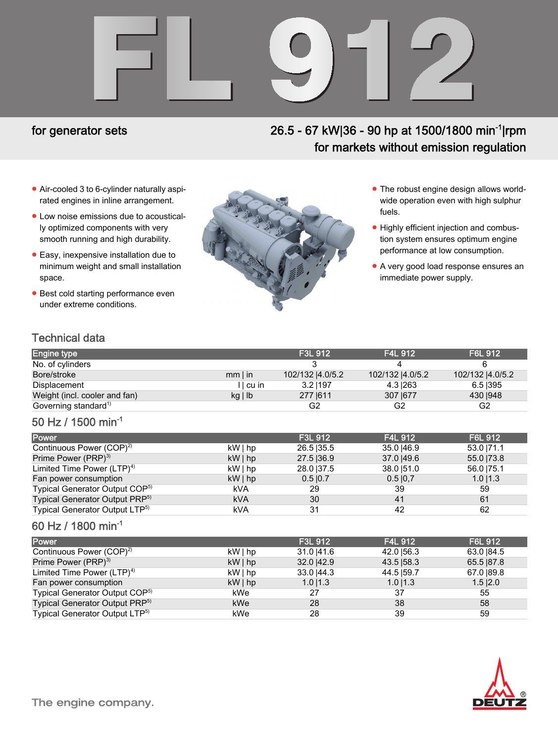# FL 912

**for generator sets**

**26.5 - 67 kW|36 - 90 hp at 1500/1800 min$^{-1}$|rpm**
**for markets without emission regulation**

- Air-cooled 3 to 6-cylinder naturally aspirated engines in inline arrangement.
- Low noise emissions due to acoustically optimized components with very smooth running and high durability.
- Easy, inexpensive installation due to minimum weight and small installation space.
- Best cold starting performance even under extreme conditions.
- The robust engine design allows worldwide operation even with high sulphur fuels.
- Highly efficient injection and combustion system ensures optimum engine performance at low consumption.
- A very good load response ensures an immediate power supply.

## Technical data

| Engine type | | F3L 912 | F4L 912 | F6L 912 |
|---|---|---|---|---|
| No. of cylinders | | 3 | 4 | 6 |
| Bore/stroke | mm \| in | 102/132 \|4.0/5.2 | 102/132 \|4.0/5.2 | 102/132 \|4.0/5.2 |
| Displacement | l \| cu in | 3.2 \|197 | 4.3 \|263 | 6.5 \|395 |
| Weight (incl. cooler and fan) | kg \| lb | 277 \|611 | 307 \|677 | 430 \|948 |
| Governing standard[1] | | G2 | G2 | G2 |

## 50 Hz / 1500 min$^{-1}$

| Power | | F3L 912 | F4L 912 | F6L 912 |
|---|---|---|---|---|
| Continuous Power (COP)[2] | kW \| hp | 26.5 \|35.5 | 35.0 \|46.9 | 53.0 \|71.1 |
| Prime Power (PRP)[3] | kW \| hp | 27.5 \|36.9 | 37.0 \|49.6 | 55.0 \|73.8 |
| Limited Time Power (LTP)[4] | kW \| hp | 28.0 \|37.5 | 38.0 \|51.0 | 56.0 \|75.1 |
| Fan power consumption | kW \| hp | 0.5 \|0.7 | 0.5 \|0,7 | 1.0 \|1.3 |
| Typical Generator Output COP[5] | kVA | 29 | 39 | 59 |
| Typical Generator Output PRP[5] | kVA | 30 | 41 | 61 |
| Typical Generator Output LTP[5] | kVA | 31 | 42 | 62 |

## 60 Hz / 1800 min$^{-1}$

| Power | | F3L 912 | F4L 912 | F6L 912 |
|---|---|---|---|---|
| Continuous Power (COP)[2] | kW \| hp | 31.0 \|41.6 | 42.0 \|56.3 | 63.0 \|84.5 |
| Prime Power (PRP)[3] | kW \| hp | 32.0 \|42.9 | 43.5 \|58.3 | 65.5 \|87.8 |
| Limited Time Power (LTP)[4] | kW \| hp | 33.0 \|44.3 | 44.5 \|59.7 | 67.0 \|89.8 |
| Fan power consumption | kW \| hp | 1.0 \|1.3 | 1.0 \|1.3 | 1.5 \|2.0 |
| Typical Generator Output COP[5] | kWe | 27 | 37 | 55 |
| Typical Generator Output PRP[5] | kWe | 28 | 38 | 58 |
| Typical Generator Output LTP[5] | kWe | 28 | 39 | 59 |

The engine company.

DEUTZ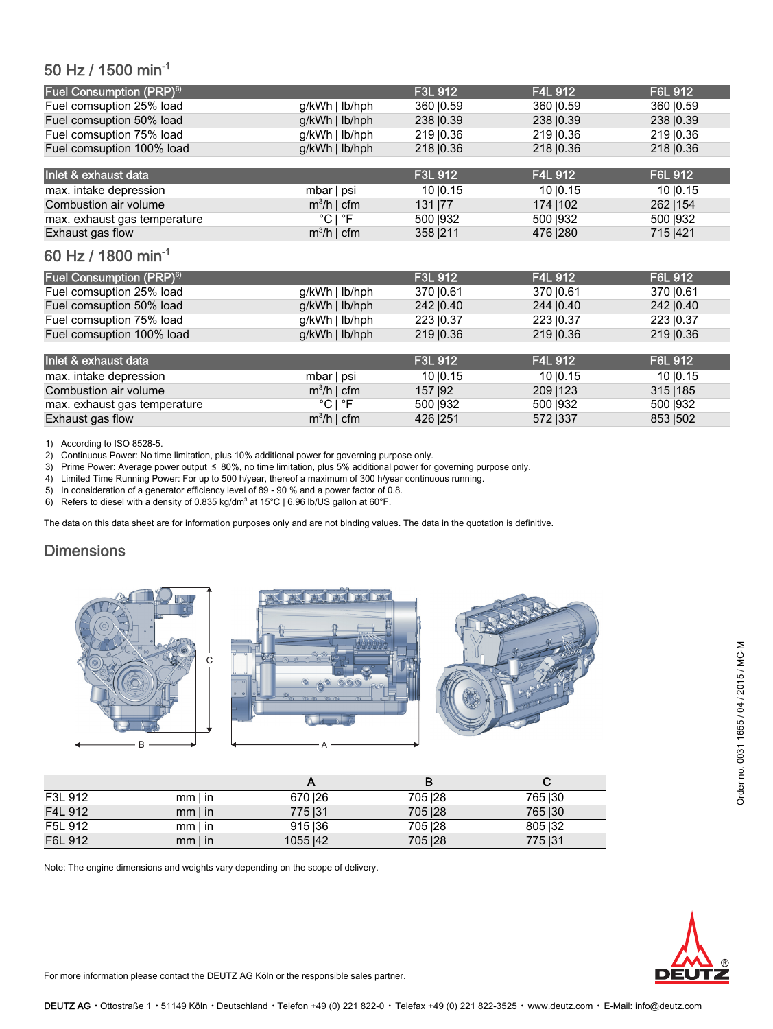## 50 Hz / 1500 min$^{-1}$

| Fuel Consumption (PRP)[6] | | F3L 912 | F4L 912 | F6L 912 |
|---|---|---|---|---|
| Fuel comsuption 25% load | g/kWh \| lb/hph | 360 \|0.59 | 360 \|0.59 | 360 \|0.59 |
| Fuel comsuption 50% load | g/kWh \| lb/hph | 238 \|0.39 | 238 \|0.39 | 238 \|0.39 |
| Fuel comsuption 75% load | g/kWh \| lb/hph | 219 \|0.36 | 219 \|0.36 | 219 \|0.36 |
| Fuel comsuption 100% load | g/kWh \| lb/hph | 218 \|0.36 | 218 \|0.36 | 218 \|0.36 |

| Inlet & exhaust data | | F3L 912 | F4L 912 | F6L 912 |
|---|---|---|---|---|
| max. intake depression | mbar \| psi | 10 \|0.15 | 10 \|0.15 | 10 \|0.15 |
| Combustion air volume | m$^3$/h \| cfm | 131 \|77 | 174 \|102 | 262 \|154 |
| max. exhaust gas temperature | °C \| °F | 500 \|932 | 500 \|932 | 500 \|932 |
| Exhaust gas flow | m$^3$/h \| cfm | 358 \|211 | 476 \|280 | 715 \|421 |

## 60 Hz / 1800 min$^{-1}$

| Fuel Consumption (PRP)[6] | | F3L 912 | F4L 912 | F6L 912 |
|---|---|---|---|---|
| Fuel comsuption 25% load | g/kWh \| lb/hph | 370 \|0.61 | 370 \|0.61 | 370 \|0.61 |
| Fuel comsuption 50% load | g/kWh \| lb/hph | 242 \|0.40 | 244 \|0.40 | 242 \|0.40 |
| Fuel comsuption 75% load | g/kWh \| lb/hph | 223 \|0.37 | 223 \|0.37 | 223 \|0.37 |
| Fuel comsuption 100% load | g/kWh \| lb/hph | 219 \|0.36 | 219 \|0.36 | 219 \|0.36 |

| Inlet & exhaust data | | F3L 912 | F4L 912 | F6L 912 |
|---|---|---|---|---|
| max. intake depression | mbar \| psi | 10 \|0.15 | 10 \|0.15 | 10 \|0.15 |
| Combustion air volume | m$^3$/h \| cfm | 157 \|92 | 209 \|123 | 315 \|185 |
| max. exhaust gas temperature | °C \| °F | 500 \|932 | 500 \|932 | 500 \|932 |
| Exhaust gas flow | m$^3$/h \| cfm | 426 \|251 | 572 \|337 | 853 \|502 |

1) According to ISO 8528-5.
2) Continuous Power: No time limitation, plus 10% additional power for governing purpose only.
3) Prime Power: Average power output ≤ 80%, no time limitation, plus 5% additional power for governing purpose only.
4) Limited Time Running Power: For up to 500 h/year, thereof a maximum of 300 h/year continuous running.
5) In consideration of a generator efficiency level of 89 - 90 % and a power factor of 0.8.
6) Refers to diesel with a density of 0.835 kg/dm$^3$ at 15°C | 6.96 lb/US gallon at 60°F.

The data on this data sheet are for information purposes only and are not binding values. The data in the quotation is definitive.

## Dimensions

C

B

A

| | | A | B | C |
|---|---|---|---|---|
| F3L 912 | mm \| in | 670 \|26 | 705 \|28 | 765 \|30 |
| F4L 912 | mm \| in | 775 \|31 | 705 \|28 | 765 \|30 |
| F5L 912 | mm \| in | 915 \|36 | 705 \|28 | 805 \|32 |
| F6L 912 | mm \| in | 1055 \|42 | 705 \|28 | 775 \|31 |

Note: The engine dimensions and weights vary depending on the scope of delivery.

Order no. 0031 1655 / 04 / 2015 / MC-M

For more information please contact the DEUTZ AG Köln or the responsible sales partner.

DEUTZ

**DEUTZ AG** • Ottostraße 1 • 51149 Köln • Deutschland • Telefon +49 (0) 221 822-0 • Telefax +49 (0) 221 822-3525 • www.deutz.com • E-Mail: info@deutz.com